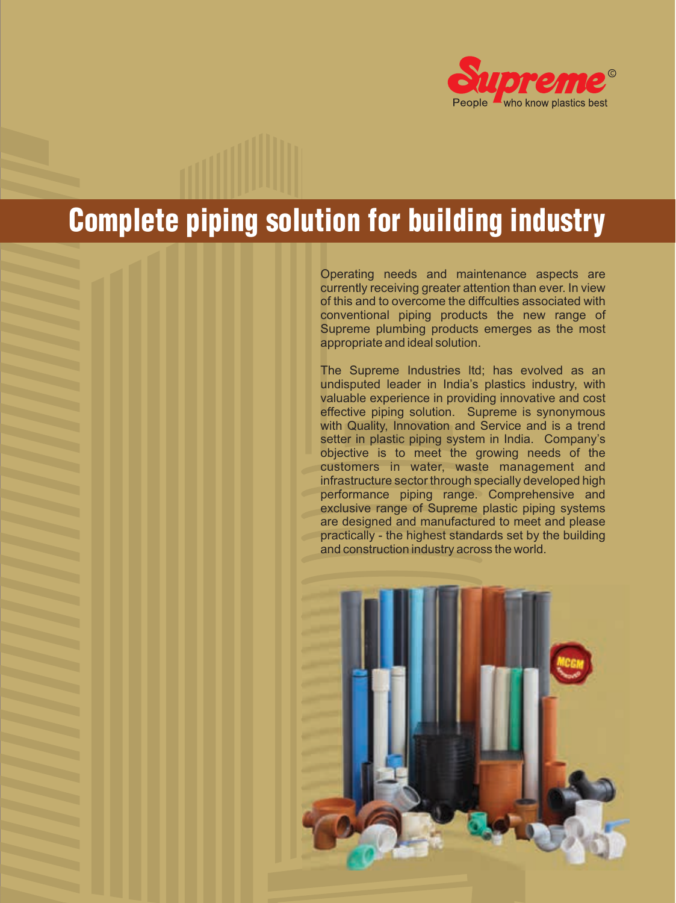Supreme©

People who know plastics best

# Complete piping solution for building industry

Operating needs and maintenance aspects are currently receiving greater attention than ever. In view of this and to overcome the diffculties associated with conventional piping products the new range of Supreme plumbing products emerges as the most appropriate and ideal solution.

The Supreme Industries ltd; has evolved as an undisputed leader in India's plastics industry, with valuable experience in providing innovative and cost effective piping solution. Supreme is synonymous with Quality, Innovation and Service and is a trend setter in plastic piping system in India. Company's objective is to meet the growing needs of the customers in water, waste management and infrastructure sector through specially developed high performance piping range. Comprehensive and exclusive range of Supreme plastic piping systems are designed and manufactured to meet and please practically - the highest standards set by the building and construction industry across the world.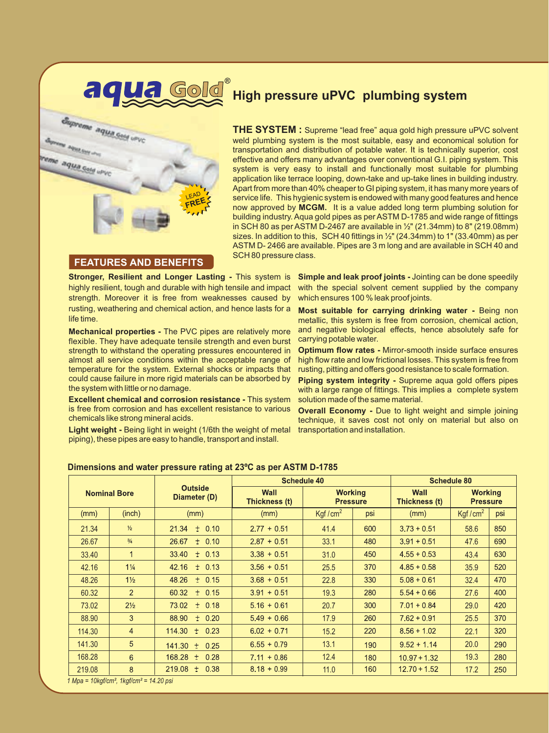# aqua Gold® High pressure uPVC plumbing system

**THE SYSTEM :** Supreme "lead free" aqua gold high pressure uPVC solvent weld plumbing system is the most suitable, easy and economical solution for transportation and distribution of potable water. It is technically superior, cost effective and offers many advantages over conventional G.I. piping system. This system is very easy to install and functionally most suitable for plumbing application like terrace looping, down-take and up-take lines in building industry. Apart from more than 40% cheaper to GI piping system, it has many more years of service life. This hygienic system is endowed with many good features and hence now approved by **MCGM.** It is a value added long term plumbing solution for building industry. Aqua gold pipes as per ASTM D-1785 and wide range of fittings in SCH 80 as per ASTM D-2467 are available in ½" (21.34mm) to 8" (219.08mm) sizes. In addition to this, SCH 40 fittings in ½" (24.34mm) to 1" (33.40mm) as per ASTM D- 2466 are available. Pipes are 3 m long and are available in SCH 40 and SCH 80 pressure class.

## FEATURES AND BENEFITS

**Stronger, Resilient and Longer Lasting -** This system is highly resilient, tough and durable with high tensile and impact strength. Moreover it is free from weaknesses caused by rusting, weathering and chemical action, and hence lasts for a life time.

**Mechanical properties -** The PVC pipes are relatively more flexible. They have adequate tensile strength and even burst strength to withstand the operating pressures encountered in almost all service conditions within the acceptable range of temperature for the system. External shocks or impacts that could cause failure in more rigid materials can be absorbed by the system with little or no damage.

**Excellent chemical and corrosion resistance -** This system is free from corrosion and has excellent resistance to various chemicals like strong mineral acids.

**Light weight -** Being light in weight (1/6th the weight of metal piping), these pipes are easy to handle, transport and install.

**Simple and leak proof joints -** Jointing can be done speedily with the special solvent cement supplied by the company which ensures 100 % leak proof joints.

**Most suitable for carrying drinking water -** Being non metallic, this system is free from corrosion, chemical action, and negative biological effects, hence absolutely safe for carrying potable water.

**Optimum flow rates -** Mirror-smooth inside surface ensures high flow rate and low frictional losses. This system is free from rusting, pitting and offers good resistance to scale formation.

**Piping system integrity -** Supreme aqua gold offers pipes with a large range of fittings. This implies a complete system solution made of the same material.

**Overall Economy -** Due to light weight and simple joining technique, it saves cost not only on material but also on transportation and installation.

### Dimensions and water pressure rating at 23ºC as per ASTM D-1785

| Nominal Bore | | Outside Diameter (D) | Schedule 40 | | | Schedule 80 | | |
|---|---|---|---|---|---|---|---|---|
| | | | Wall Thickness (t) | Working Pressure | | Wall Thickness (t) | Working Pressure | |
| (mm) | (inch) | (mm) | (mm) | Kgf/cm² | psi | (mm) | Kgf/cm² | psi |
| 21.34 | ½ | 21.34 ± 0.10 | 2.77 + 0.51 | 41.4 | 600 | 3.73 + 0.51 | 58.6 | 850 |
| 26.67 | ¾ | 26.67 ± 0.10 | 2.87 + 0.51 | 33.1 | 480 | 3.91 + 0.51 | 47.6 | 690 |
| 33.40 | 1 | 33.40 ± 0.13 | 3.38 + 0.51 | 31.0 | 450 | 4.55 + 0.53 | 43.4 | 630 |
| 42.16 | 1¼ | 42.16 ± 0.13 | 3.56 + 0.51 | 25.5 | 370 | 4.85 + 0.58 | 35.9 | 520 |
| 48.26 | 1½ | 48.26 ± 0.15 | 3.68 + 0.51 | 22.8 | 330 | 5.08 + 0.61 | 32.4 | 470 |
| 60.32 | 2 | 60.32 ± 0.15 | 3.91 + 0.51 | 19.3 | 280 | 5.54 + 0.66 | 27.6 | 400 |
| 73.02 | 2½ | 73.02 ± 0.18 | 5.16 + 0.61 | 20.7 | 300 | 7.01 + 0.84 | 29.0 | 420 |
| 88.90 | 3 | 88.90 ± 0.20 | 5.49 + 0.66 | 17.9 | 260 | 7.62 + 0.91 | 25.5 | 370 |
| 114.30 | 4 | 114.30 ± 0.23 | 6.02 + 0.71 | 15.2 | 220 | 8.56 + 1.02 | 22.1 | 320 |
| 141.30 | 5 | 141.30 ± 0.25 | 6.55 + 0.79 | 13.1 | 190 | 9.52 + 1.14 | 20.0 | 290 |
| 168.28 | 6 | 168.28 ± 0.28 | 7.11 + 0.86 | 12.4 | 180 | 10.97 + 1.32 | 19.3 | 280 |
| 219.08 | 8 | 219.08 ± 0.38 | 8.18 + 0.99 | 11.0 | 160 | 12.70 + 1.52 | 17.2 | 250 |

*1 Mpa = 10kgf/cm², 1kgf/cm² = 14.20 psi*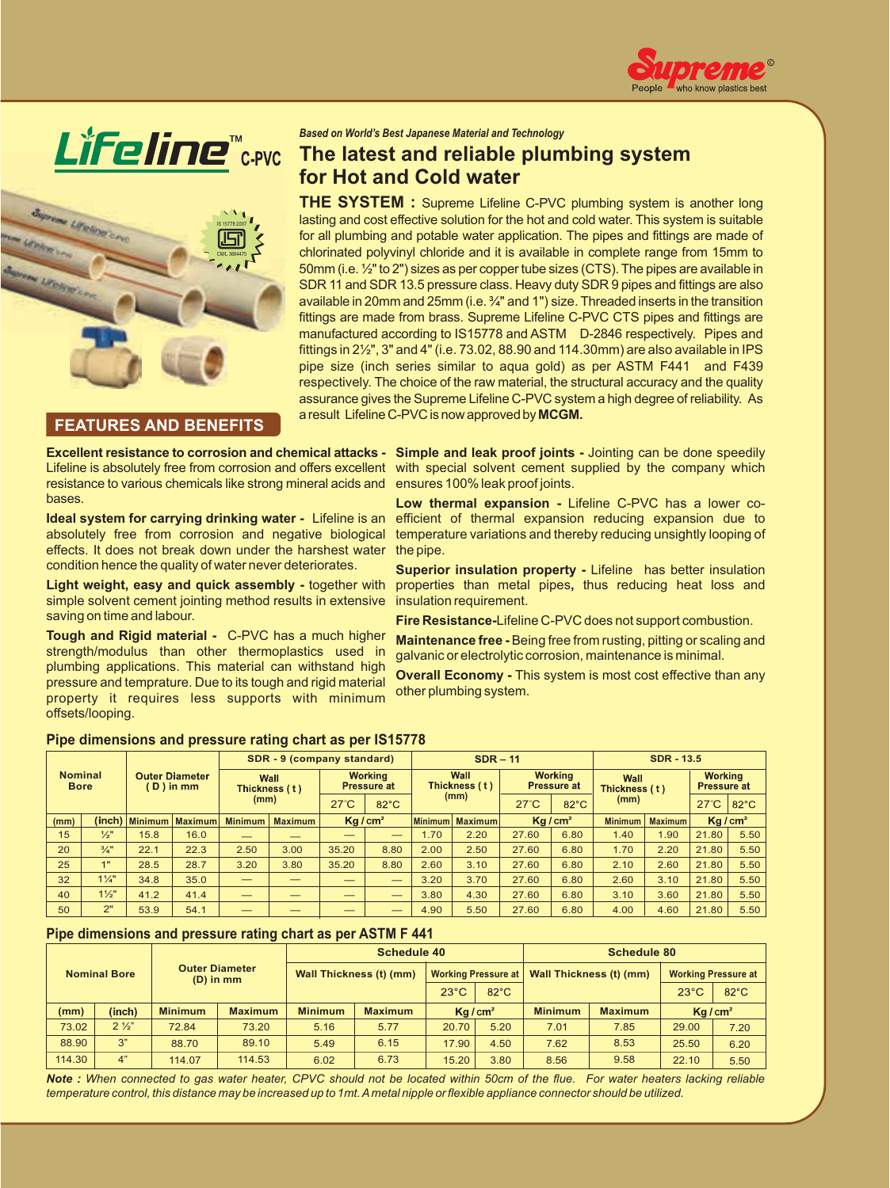# Lifeline™ C-PVC

*Based on World's Best Japanese Material and Technology*

## The latest and reliable plumbing system for Hot and Cold water

**THE SYSTEM :** Supreme Lifeline C-PVC plumbing system is another long lasting and cost effective solution for the hot and cold water. This system is suitable for all plumbing and potable water application. The pipes and fittings are made of chlorinated polyvinyl chloride and it is available in complete range from 15mm to 50mm (i.e. ½" to 2") sizes as per copper tube sizes (CTS). The pipes are available in SDR 11 and SDR 13.5 pressure class. Heavy duty SDR 9 pipes and fittings are also available in 20mm and 25mm (i.e. ¾" and 1") size. Threaded inserts in the transition fittings are made from brass. Supreme Lifeline C-PVC CTS pipes and fittings are manufactured according to IS15778 and ASTM D-2846 respectively. Pipes and fittings in 2½", 3" and 4" (i.e. 73.02, 88.90 and 114.30mm) are also available in IPS pipe size (inch series similar to aqua gold) as per ASTM F441 and F439 respectively. The choice of the raw material, the structural accuracy and the quality assurance gives the Supreme Lifeline C-PVC system a high degree of reliability. As a result Lifeline C-PVC is now approved by **MCGM.**

## FEATURES AND BENEFITS

**Excellent resistance to corrosion and chemical attacks -** Lifeline is absolutely free from corrosion and offers excellent resistance to various chemicals like strong mineral acids and bases.

**Ideal system for carrying drinking water -** Lifeline is an absolutely free from corrosion and negative biological effects. It does not break down under the harshest water condition hence the quality of water never deteriorates.

**Light weight, easy and quick assembly -** together with simple solvent cement jointing method results in extensive saving on time and labour.

**Tough and Rigid material -** C-PVC has a much higher strength/modulus than other thermoplastics used in plumbing applications. This material can withstand high pressure and temprature. Due to its tough and rigid material property it requires less supports with minimum offsets/looping.

**Simple and leak proof joints -** Jointing can be done speedily with special solvent cement supplied by the company which ensures 100% leak proof joints.

**Low thermal expansion -** Lifeline C-PVC has a lower co-efficient of thermal expansion reducing expansion due to temperature variations and thereby reducing unsightly looping of the pipe.

**Superior insulation property -** Lifeline has better insulation properties than metal pipes, thus reducing heat loss and insulation requirement.

**Fire Resistance-**Lifeline C-PVC does not support combustion.

**Maintenance free -** Being free from rusting, pitting or scaling and galvanic or electrolytic corrosion, maintenance is minimal.

**Overall Economy -** This system is most cost effective than any other plumbing system.

### Pipe dimensions and pressure rating chart as per IS15778

| Nominal Bore | | Outer Diameter (D) in mm | | SDR - 9 (company standard) | | | | SDR – 11 | | | | SDR - 13.5 | | | |
|---|---|---|---|---|---|---|---|---|---|---|---|---|---|---|---|
| | | | | Wall Thickness (t) (mm) | | Working Pressure at | | Wall Thickness (t) (mm) | | Working Pressure at | | Wall Thickness (t) (mm) | | Working Pressure at | |
| | | | | | | 27°C | 82°C | | | 27°C | 82°C | | | 27°C | 82°C |
| (mm) | (inch) | Minimum | Maximum | Minimum | Maximum | Kg / cm² | | Minimum | Maximum | Kg / cm² | | Minimum | Maximum | Kg / cm² | |
| 15 | ½" | 15.8 | 16.0 | — | — | — | — | 1.70 | 2.20 | 27.60 | 6.80 | 1.40 | 1.90 | 21.80 | 5.50 |
| 20 | ¾" | 22.1 | 22.3 | 2.50 | 3.00 | 35.20 | 8.80 | 2.00 | 2.50 | 27.60 | 6.80 | 1.70 | 2.20 | 21.80 | 5.50 |
| 25 | 1" | 28.5 | 28.7 | 3.20 | 3.80 | 35.20 | 8.80 | 2.60 | 3.10 | 27.60 | 6.80 | 2.10 | 2.60 | 21.80 | 5.50 |
| 32 | 1¼" | 34.8 | 35.0 | — | — | — | — | 3.20 | 3.70 | 27.60 | 6.80 | 2.60 | 3.10 | 21.80 | 5.50 |
| 40 | 1½" | 41.2 | 41.4 | — | — | — | — | 3.80 | 4.30 | 27.60 | 6.80 | 3.10 | 3.60 | 21.80 | 5.50 |
| 50 | 2" | 53.9 | 54.1 | — | — | — | — | 4.90 | 5.50 | 27.60 | 6.80 | 4.00 | 4.60 | 21.80 | 5.50 |

### Pipe dimensions and pressure rating chart as per ASTM F 441

| Nominal Bore | | Outer Diameter (D) in mm | | Schedule 40 | | | | Schedule 80 | | | |
|---|---|---|---|---|---|---|---|---|---|---|---|
| | | | | Wall Thickness (t) (mm) | | Working Pressure at | | Wall Thickness (t) (mm) | | Working Pressure at | |
| | | | | | | 23°C | 82°C | | | 23°C | 82°C |
| (mm) | (inch) | Minimum | Maximum | Minimum | Maximum | Kg / cm² | | Minimum | Maximum | Kg / cm² | |
| 73.02 | 2 ½" | 72.84 | 73.20 | 5.16 | 5.77 | 20.70 | 5.20 | 7.01 | 7.85 | 29.00 | 7.20 |
| 88.90 | 3" | 88.70 | 89.10 | 5.49 | 6.15 | 17.90 | 4.50 | 7.62 | 8.53 | 25.50 | 6.20 |
| 114.30 | 4" | 114.07 | 114.53 | 6.02 | 6.73 | 15.20 | 3.80 | 8.56 | 9.58 | 22.10 | 5.50 |

***Note :** When connected to gas water heater, CPVC should not be located within 50cm of the flue. For water heaters lacking reliable temperature control, this distance may be increased up to 1mt. A metal nipple or flexible appliance connector should be utilized.*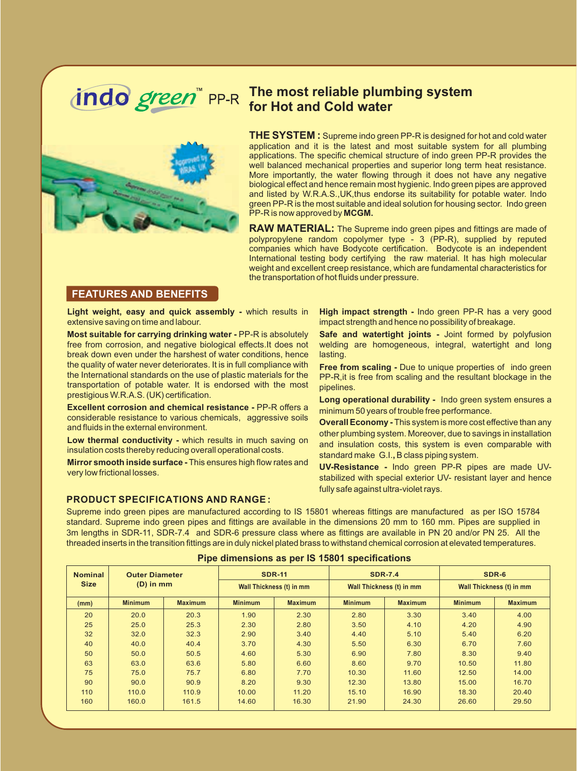# indo green™ PP-R

## The most reliable plumbing system for Hot and Cold water

**THE SYSTEM :** Supreme indo green PP-R is designed for hot and cold water application and it is the latest and most suitable system for all plumbing applications. The specific chemical structure of indo green PP-R provides the well balanced mechanical properties and superior long term heat resistance. More importantly, the water flowing through it does not have any negative biological effect and hence remain most hygienic. Indo green pipes are approved and listed by W.R.A.S.,UK,thus endorse its suitability for potable water. Indo green PP-R is the most suitable and ideal solution for housing sector. Indo green PP-R is now approved by **MCGM.**

**RAW MATERIAL:** The Supreme indo green pipes and fittings are made of polypropylene random copolymer type - 3 (PP-R), supplied by reputed companies which have Bodycote certification. Bodycote is an independent International testing body certifying the raw material. It has high molecular weight and excellent creep resistance, which are fundamental characteristics for the transportation of hot fluids under pressure.

## FEATURES AND BENEFITS

**Light weight, easy and quick assembly -** which results in extensive saving on time and labour.

**Most suitable for carrying drinking water -** PP-R is absolutely free from corrosion, and negative biological effects.It does not break down even under the harshest of water conditions, hence the quality of water never deteriorates. It is in full compliance with the International standards on the use of plastic materials for the transportation of potable water. It is endorsed with the most prestigious W.R.A.S. (UK) certification.

**Excellent corrosion and chemical resistance -** PP-R offers a considerable resistance to various chemicals, aggressive soils and fluids in the external environment.

**Low thermal conductivity -** which results in much saving on insulation costs thereby reducing overall operational costs.

**Mirror smooth inside surface -** This ensures high flow rates and very low frictional losses.

**High impact strength -** Indo green PP-R has a very good impact strength and hence no possibility of breakage.

**Safe and watertight joints -** Joint formed by polyfusion welding are homogeneous, integral, watertight and long lasting.

**Free from scaling -** Due to unique properties of indo green PP-R,it is free from scaling and the resultant blockage in the pipelines.

**Long operational durability -** Indo green system ensures a minimum 50 years of trouble free performance.

**Overall Economy -** This system is more cost effective than any other plumbing system. Moreover, due to savings in installation and insulation costs, this system is even comparable with standard make G.I., B class piping system.

**UV-Resistance -** Indo green PP-R pipes are made UV-stabilized with special exterior UV- resistant layer and hence fully safe against ultra-violet rays.

## PRODUCT SPECIFICATIONS AND RANGE :

Supreme indo green pipes are manufactured according to IS 15801 whereas fittings are manufactured as per ISO 15784 standard. Supreme indo green pipes and fittings are available in the dimensions 20 mm to 160 mm. Pipes are supplied in 3m lengths in SDR-11, SDR-7.4 and SDR-6 pressure class where as fittings are available in PN 20 and/or PN 25. All the threaded inserts in the transition fittings are in duly nickel plated brass to withstand chemical corrosion at elevated temperatures.

### Pipe dimensions as per IS 15801 specifications

| Nominal Size | Outer Diameter (D) in mm | | SDR-11 | | SDR-7.4 | | SDR-6 | |
|---|---|---|---|---|---|---|---|---|
| | | | Wall Thickness (t) in mm | | Wall Thickness (t) in mm | | Wall Thickness (t) in mm | |
| (mm) | Minimum | Maximum | Minimum | Maximum | Minimum | Maximum | Minimum | Maximum |
| 20 | 20.0 | 20.3 | 1.90 | 2.30 | 2.80 | 3.30 | 3.40 | 4.00 |
| 25 | 25.0 | 25.3 | 2.30 | 2.80 | 3.50 | 4.10 | 4.20 | 4.90 |
| 32 | 32.0 | 32.3 | 2.90 | 3.40 | 4.40 | 5.10 | 5.40 | 6.20 |
| 40 | 40.0 | 40.4 | 3.70 | 4.30 | 5.50 | 6.30 | 6.70 | 7.60 |
| 50 | 50.0 | 50.5 | 4.60 | 5.30 | 6.90 | 7.80 | 8.30 | 9.40 |
| 63 | 63.0 | 63.6 | 5.80 | 6.60 | 8.60 | 9.70 | 10.50 | 11.80 |
| 75 | 75.0 | 75.7 | 6.80 | 7.70 | 10.30 | 11.60 | 12.50 | 14.00 |
| 90 | 90.0 | 90.9 | 8.20 | 9.30 | 12.30 | 13.80 | 15.00 | 16.70 |
| 110 | 110.0 | 110.9 | 10.00 | 11.20 | 15.10 | 16.90 | 18.30 | 20.40 |
| 160 | 160.0 | 161.5 | 14.60 | 16.30 | 21.90 | 24.30 | 26.60 | 29.50 |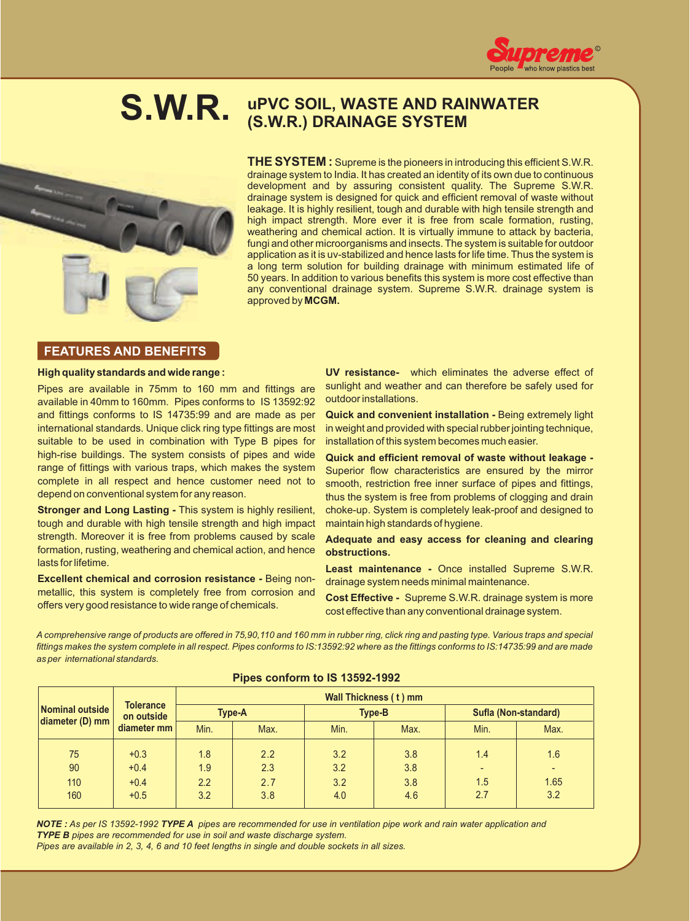# S.W.R.

## uPVC SOIL, WASTE AND RAINWATER (S.W.R.) DRAINAGE SYSTEM

**THE SYSTEM :** Supreme is the pioneers in introducing this efficient S.W.R. drainage system to India. It has created an identity of its own due to continuous development and by assuring consistent quality. The Supreme S.W.R. drainage system is designed for quick and efficient removal of waste without leakage. It is highly resilient, tough and durable with high tensile strength and high impact strength. More ever it is free from scale formation, rusting, weathering and chemical action. It is virtually immune to attack by bacteria, fungi and other microorganisms and insects. The system is suitable for outdoor application as it is uv-stabilized and hence lasts for life time. Thus the system is a long term solution for building drainage with minimum estimated life of 50 years. In addition to various benefits this system is more cost effective than any conventional drainage system. Supreme S.W.R. drainage system is approved by **MCGM.**

## FEATURES AND BENEFITS

**High quality standards and wide range :**

Pipes are available in 75mm to 160 mm and fittings are available in 40mm to 160mm. Pipes conforms to IS 13592:92 and fittings conforms to IS 14735:99 and are made as per international standards. Unique click ring type fittings are most suitable to be used in combination with Type B pipes for high-rise buildings. The system consists of pipes and wide range of fittings with various traps, which makes the system complete in all respect and hence customer need not to depend on conventional system for any reason.

**Stronger and Long Lasting -** This system is highly resilient, tough and durable with high tensile strength and high impact strength. Moreover it is free from problems caused by scale formation, rusting, weathering and chemical action, and hence lasts for lifetime.

**Excellent chemical and corrosion resistance -** Being non-metallic, this system is completely free from corrosion and offers very good resistance to wide range of chemicals.

**UV resistance-** which eliminates the adverse effect of sunlight and weather and can therefore be safely used for outdoor installations.

**Quick and convenient installation -** Being extremely light in weight and provided with special rubber jointing technique, installation of this system becomes much easier.

**Quick and efficient removal of waste without leakage -** Superior flow characteristics are ensured by the mirror smooth, restriction free inner surface of pipes and fittings, thus the system is free from problems of clogging and drain choke-up. System is completely leak-proof and designed to maintain high standards of hygiene.

**Adequate and easy access for cleaning and clearing obstructions.**

**Least maintenance -** Once installed Supreme S.W.R. drainage system needs minimal maintenance.

**Cost Effective -** Supreme S.W.R. drainage system is more cost effective than any conventional drainage system.

*A comprehensive range of products are offered in 75,90,110 and 160 mm in rubber ring, click ring and pasting type. Various traps and special fittings makes the system complete in all respect. Pipes conforms to IS:13592:92 where as the fittings conforms to IS:14735:99 and are made as per international standards.*

**Pipes conform to IS 13592-1992**

| Nominal outside diameter (D) mm | Tolerance on outside diameter mm | Wall Thickness ( t ) mm | | | | | |
|---|---|---|---|---|---|---|---|
| | | Type-A | | Type-B | | Sufla (Non-standard) | |
| | | Min. | Max. | Min. | Max. | Min. | Max. |
| 75 | +0.3 | 1.8 | 2.2 | 3.2 | 3.8 | 1.4 | 1.6 |
| 90 | +0.4 | 1.9 | 2.3 | 3.2 | 3.8 | - | - |
| 110 | +0.4 | 2.2 | 2.7 | 3.2 | 3.8 | 1.5 | 1.65 |
| 160 | +0.5 | 3.2 | 3.8 | 4.0 | 4.6 | 2.7 | 3.2 |

***NOTE :** As per IS 13592-1992 **TYPE A** pipes are recommended for use in ventilation pipe work and rain water application and **TYPE B** pipes are recommended for use in soil and waste discharge system.*

*Pipes are available in 2, 3, 4, 6 and 10 feet lengths in single and double sockets in all sizes.*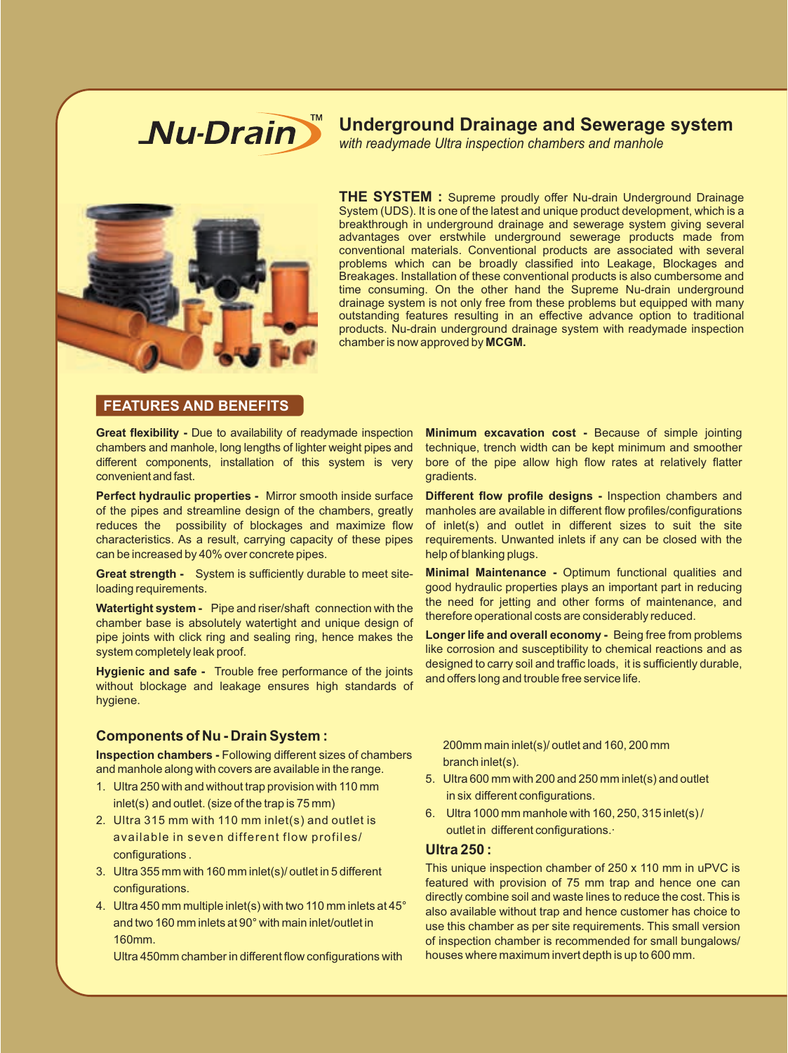# Nu-Drain™

## Underground Drainage and Sewerage system

*with readymade Ultra inspection chambers and manhole*

**THE SYSTEM :** Supreme proudly offer Nu-drain Underground Drainage System (UDS). It is one of the latest and unique product development, which is a breakthrough in underground drainage and sewerage system giving several advantages over erstwhile underground sewerage products made from conventional materials. Conventional products are associated with several problems which can be broadly classified into Leakage, Blockages and Breakages. Installation of these conventional products is also cumbersome and time consuming. On the other hand the Supreme Nu-drain underground drainage system is not only free from these problems but equipped with many outstanding features resulting in an effective advance option to traditional products. Nu-drain underground drainage system with readymade inspection chamber is now approved by **MCGM.**

## FEATURES AND BENEFITS

**Great flexibility -** Due to availability of readymade inspection chambers and manhole, long lengths of lighter weight pipes and different components, installation of this system is very convenient and fast.

**Perfect hydraulic properties -** Mirror smooth inside surface of the pipes and streamline design of the chambers, greatly reduces the possibility of blockages and maximize flow characteristics. As a result, carrying capacity of these pipes can be increased by 40% over concrete pipes.

**Great strength -** System is sufficiently durable to meet site-loading requirements.

**Watertight system -** Pipe and riser/shaft connection with the chamber base is absolutely watertight and unique design of pipe joints with click ring and sealing ring, hence makes the system completely leak proof.

**Hygienic and safe -** Trouble free performance of the joints without blockage and leakage ensures high standards of hygiene.

**Minimum excavation cost -** Because of simple jointing technique, trench width can be kept minimum and smoother bore of the pipe allow high flow rates at relatively flatter gradients.

**Different flow profile designs -** Inspection chambers and manholes are available in different flow profiles/configurations of inlet(s) and outlet in different sizes to suit the site requirements. Unwanted inlets if any can be closed with the help of blanking plugs.

**Minimal Maintenance -** Optimum functional qualities and good hydraulic properties plays an important part in reducing the need for jetting and other forms of maintenance, and therefore operational costs are considerably reduced.

**Longer life and overall economy -** Being free from problems like corrosion and susceptibility to chemical reactions and as designed to carry soil and traffic loads, it is sufficiently durable, and offers long and trouble free service life.

### Components of Nu - Drain System :

**Inspection chambers -** Following different sizes of chambers and manhole along with covers are available in the range.

1. Ultra 250 with and without trap provision with 110 mm inlet(s) and outlet. (size of the trap is 75 mm)
2. Ultra 315 mm with 110 mm inlet(s) and outlet is available in seven different flow profiles/ configurations .
3. Ultra 355 mm with 160 mm inlet(s)/ outlet in 5 different configurations.
4. Ultra 450 mm multiple inlet(s) with two 110 mm inlets at 45° and two 160 mm inlets at 90° with main inlet/outlet in 160mm.

   Ultra 450mm chamber in different flow configurations with 200mm main inlet(s)/ outlet and 160, 200 mm branch inlet(s).
5. Ultra 600 mm with 200 and 250 mm inlet(s) and outlet in six different configurations.
6. Ultra 1000 mm manhole with 160, 250, 315 inlet(s) / outlet in different configurations.

### Ultra 250 :

This unique inspection chamber of 250 x 110 mm in uPVC is featured with provision of 75 mm trap and hence one can directly combine soil and waste lines to reduce the cost. This is also available without trap and hence customer has choice to use this chamber as per site requirements. This small version of inspection chamber is recommended for small bungalows/ houses where maximum invert depth is up to 600 mm.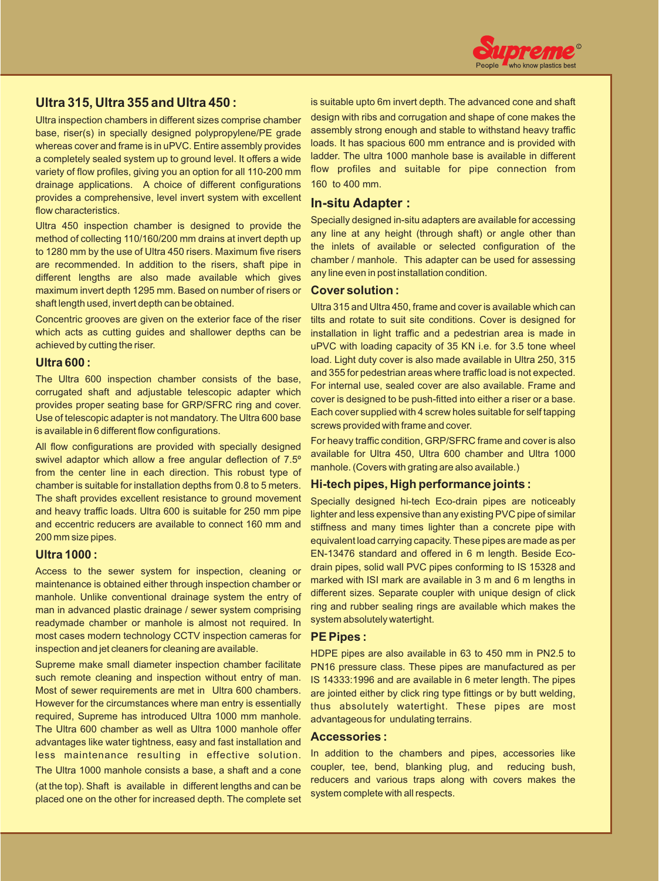## Ultra 315, Ultra 355 and Ultra 450 :

Ultra inspection chambers in different sizes comprise chamber base, riser(s) in specially designed polypropylene/PE grade whereas cover and frame is in uPVC. Entire assembly provides a completely sealed system up to ground level. It offers a wide variety of flow profiles, giving you an option for all 110-200 mm drainage applications. A choice of different configurations provides a comprehensive, level invert system with excellent flow characteristics.

Ultra 450 inspection chamber is designed to provide the method of collecting 110/160/200 mm drains at invert depth up to 1280 mm by the use of Ultra 450 risers. Maximum five risers are recommended. In addition to the risers, shaft pipe in different lengths are also made available which gives maximum invert depth 1295 mm. Based on number of risers or shaft length used, invert depth can be obtained.

Concentric grooves are given on the exterior face of the riser which acts as cutting guides and shallower depths can be achieved by cutting the riser.

## Ultra 600 :

The Ultra 600 inspection chamber consists of the base, corrugated shaft and adjustable telescopic adapter which provides proper seating base for GRP/SFRC ring and cover. Use of telescopic adapter is not mandatory. The Ultra 600 base is available in 6 different flow configurations.

All flow configurations are provided with specially designed swivel adaptor which allow a free angular deflection of 7.5º from the center line in each direction. This robust type of chamber is suitable for installation depths from 0.8 to 5 meters. The shaft provides excellent resistance to ground movement and heavy traffic loads. Ultra 600 is suitable for 250 mm pipe and eccentric reducers are available to connect 160 mm and 200 mm size pipes.

## Ultra 1000 :

Access to the sewer system for inspection, cleaning or maintenance is obtained either through inspection chamber or manhole. Unlike conventional drainage system the entry of man in advanced plastic drainage / sewer system comprising readymade chamber or manhole is almost not required. In most cases modern technology CCTV inspection cameras for inspection and jet cleaners for cleaning are available.

Supreme make small diameter inspection chamber facilitate such remote cleaning and inspection without entry of man. Most of sewer requirements are met in Ultra 600 chambers. However for the circumstances where man entry is essentially required, Supreme has introduced Ultra 1000 mm manhole. The Ultra 600 chamber as well as Ultra 1000 manhole offer advantages like water tightness, easy and fast installation and less maintenance resulting in effective solution.

The Ultra 1000 manhole consists a base, a shaft and a cone (at the top). Shaft is available in different lengths and can be placed one on the other for increased depth. The complete set is suitable upto 6m invert depth. The advanced cone and shaft design with ribs and corrugation and shape of cone makes the assembly strong enough and stable to withstand heavy traffic loads. It has spacious 600 mm entrance and is provided with ladder. The ultra 1000 manhole base is available in different flow profiles and suitable for pipe connection from 160 to 400 mm.

## In-situ Adapter :

Specially designed in-situ adapters are available for accessing any line at any height (through shaft) or angle other than the inlets of available or selected configuration of the chamber / manhole. This adapter can be used for assessing any line even in post installation condition.

## Cover solution :

Ultra 315 and Ultra 450, frame and cover is available which can tilts and rotate to suit site conditions. Cover is designed for installation in light traffic and a pedestrian area is made in uPVC with loading capacity of 35 KN i.e. for 3.5 tone wheel load. Light duty cover is also made available in Ultra 250, 315 and 355 for pedestrian areas where traffic load is not expected. For internal use, sealed cover are also available. Frame and cover is designed to be push-fitted into either a riser or a base. Each cover supplied with 4 screw holes suitable for self tapping screws provided with frame and cover.

For heavy traffic condition, GRP/SFRC frame and cover is also available for Ultra 450, Ultra 600 chamber and Ultra 1000 manhole. (Covers with grating are also available.)

## Hi-tech pipes, High performance joints :

Specially designed hi-tech Eco-drain pipes are noticeably lighter and less expensive than any existing PVC pipe of similar stiffness and many times lighter than a concrete pipe with equivalent load carrying capacity. These pipes are made as per EN-13476 standard and offered in 6 m length. Beside Eco-drain pipes, solid wall PVC pipes conforming to IS 15328 and marked with ISI mark are available in 3 m and 6 m lengths in different sizes. Separate coupler with unique design of click ring and rubber sealing rings are available which makes the system absolutely watertight.

## PE Pipes :

HDPE pipes are also available in 63 to 450 mm in PN2.5 to PN16 pressure class. These pipes are manufactured as per IS 14333:1996 and are available in 6 meter length. The pipes are jointed either by click ring type fittings or by butt welding, thus absolutely watertight. These pipes are most advantageous for undulating terrains.

## Accessories :

In addition to the chambers and pipes, accessories like coupler, tee, bend, blanking plug, and reducing bush, reducers and various traps along with covers makes the system complete with all respects.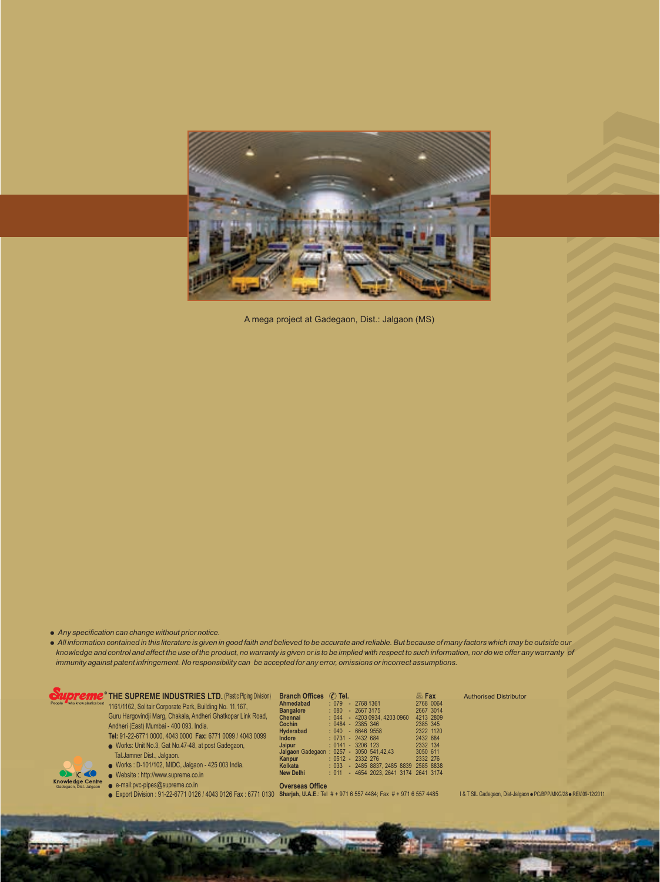A mega project at Gadegaon, Dist.: Jalgaon (MS)

- *Any specification can change without prior notice.*
- *All information contained in this literature is given in good faith and believed to be accurate and reliable. But because of many factors which may be outside our knowledge and control and affect the use of the product, no warranty is given or is to be implied with respect to such information, nor do we offer any warranty of immunity against patent infringement. No responsibility can be accepted for any error, omissions or incorrect assumptions.*

**Supreme**® People who know plastics best

**THE SUPREME INDUSTRIES LTD.** (Plastic Piping Division)
1161/1162, Solitair Corporate Park, Building No. 11,167,
Guru Hargovindji Marg, Chakala, Andheri Ghatkopar Link Road,
Andheri (East) Mumbai - 400 093. India.
**Tel:** 91-22-6771 0000, 4043 0000 **Fax:** 6771 0099 / 4043 0099

- Works: Unit No.3, Gat No.47-48, at post Gadegaon, Tal.Jamner Dist., Jalgaon.
- Works : D-101/102, MIDC, Jalgaon - 425 003 India.
- Website : http://www.supreme.co.in
- e-mail:pvc-pipes@supreme.co.in
- Export Division : 91-22-6771 0126 / 4043 0126 Fax : 6771 0130

Knowledge Centre
Gadegaon, Dist. Jalgaon

| Branch Offices | Tel. | Fax |
| --- | --- | --- |
| **Ahmedabad** | : 079 - 2768 1361 | 2768 0064 |
| **Bangalore** | : 080 - 2667 3175 | 2667 3014 |
| **Chennai** | : 044 - 4203 0934, 4203 0960 | 4213 2809 |
| **Cochin** | : 0484 - 2385 346 | 2385 345 |
| **Hyderabad** | : 040 - 6646 9558 | 2322 1120 |
| **Indore** | : 0731 - 2432 684 | 2432 684 |
| **Jaipur** | : 0141 - 3206 123 | 2332 134 |
| **Jalgaon** Gadegaon | : 0257 - 3050 541,42,43 | 3050 611 |
| **Kanpur** | : 0512 - 2332 276 | 2332 276 |
| **Kolkata** | : 033 - 2485 8837, 2485 8839 | 2585 8838 |
| **New Delhi** | : 011 - 4654 2023, 2641 3174 | 2641 3174 |

**Overseas Office**
**Sharjah, U.A.E.**: Tel # + 971 6 557 4484; Fax # + 971 6 557 4485

Authorised Distributor

I & T SIL Gadegaon, Dist-Jalgaon • PC/BPP/MKG/28 • REV.09-12/2011